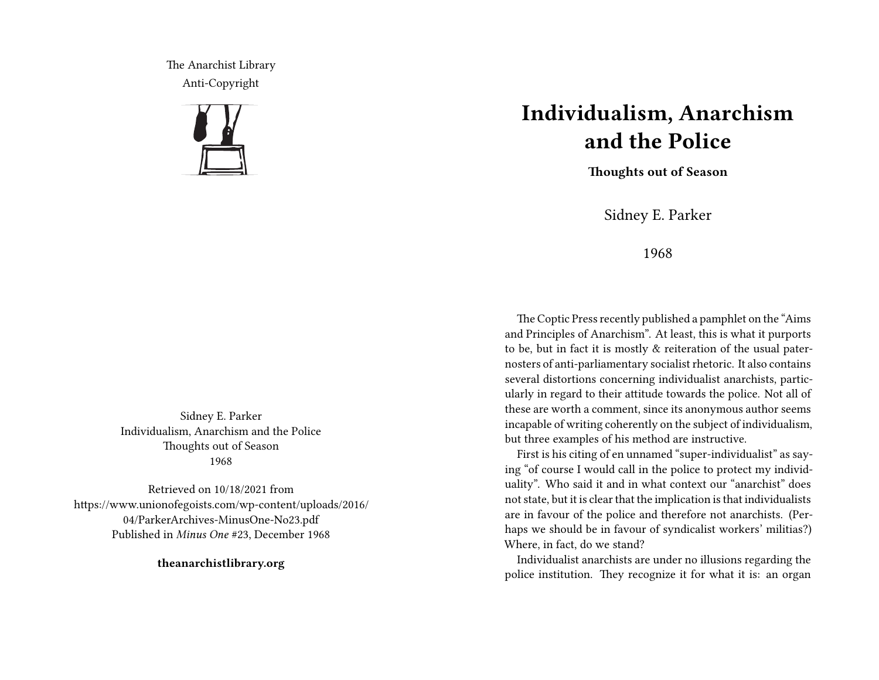The Anarchist Library
Anti-Copyright

Sidney E. Parker
Individualism, Anarchism and the Police
Thoughts out of Season
1968

Retrieved on 10/18/2021 from https://www.unionofegoists.com/wp-content/uploads/2016/04/ParkerArchives-MinusOne-No23.pdf
Published in *Minus One* #23, December 1968

**theanarchistlibrary.org**

# Individualism, Anarchism and the Police

**Thoughts out of Season**

Sidney E. Parker

1968

The Coptic Press recently published a pamphlet on the "Aims and Principles of Anarchism". At least, this is what it purports to be, but in fact it is mostly & reiteration of the usual paternosters of anti-parliamentary socialist rhetoric. It also contains several distortions concerning individualist anarchists, particularly in regard to their attitude towards the police. Not all of these are worth a comment, since its anonymous author seems incapable of writing coherently on the subject of individualism, but three examples of his method are instructive.

First is his citing of en unnamed "super-individualist" as saying "of course I would call in the police to protect my individuality". Who said it and in what context our "anarchist" does not state, but it is clear that the implication is that individualists are in favour of the police and therefore not anarchists. (Perhaps we should be in favour of syndicalist workers' militias?) Where, in fact, do we stand?

Individualist anarchists are under no illusions regarding the police institution. They recognize it for what it is: an organ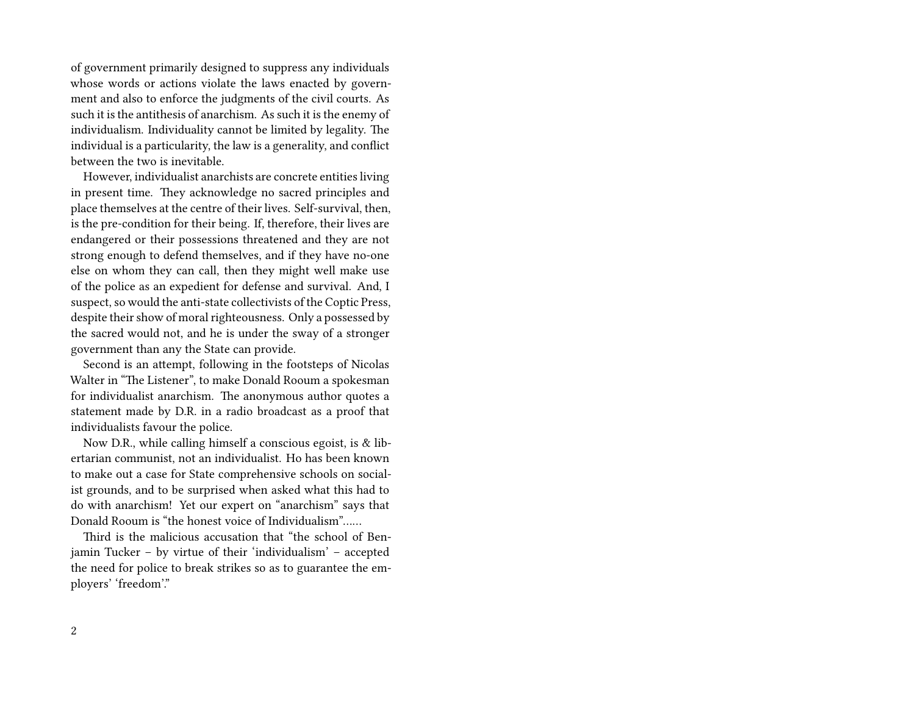of government primarily designed to suppress any individuals whose words or actions violate the laws enacted by government and also to enforce the judgments of the civil courts. As such it is the antithesis of anarchism. As such it is the enemy of individualism. Individuality cannot be limited by legality. The individual is a particularity, the law is a generality, and conflict between the two is inevitable.

However, individualist anarchists are concrete entities living in present time. They acknowledge no sacred principles and place themselves at the centre of their lives. Self-survival, then, is the pre-condition for their being. If, therefore, their lives are endangered or their possessions threatened and they are not strong enough to defend themselves, and if they have no-one else on whom they can call, then they might well make use of the police as an expedient for defense and survival. And, I suspect, so would the anti-state collectivists of the Coptic Press, despite their show of moral righteousness. Only a possessed by the sacred would not, and he is under the sway of a stronger government than any the State can provide.

Second is an attempt, following in the footsteps of Nicolas Walter in "The Listener", to make Donald Rooum a spokesman for individualist anarchism. The anonymous author quotes a statement made by D.R. in a radio broadcast as a proof that individualists favour the police.

Now D.R., while calling himself a conscious egoist, is & libertarian communist, not an individualist. Ho has been known to make out a case for State comprehensive schools on socialist grounds, and to be surprised when asked what this had to do with anarchism! Yet our expert on "anarchism" says that Donald Rooum is "the honest voice of Individualism"……

Third is the malicious accusation that "the school of Benjamin Tucker – by virtue of their 'individualism' – accepted the need for police to break strikes so as to guarantee the employers' 'freedom'."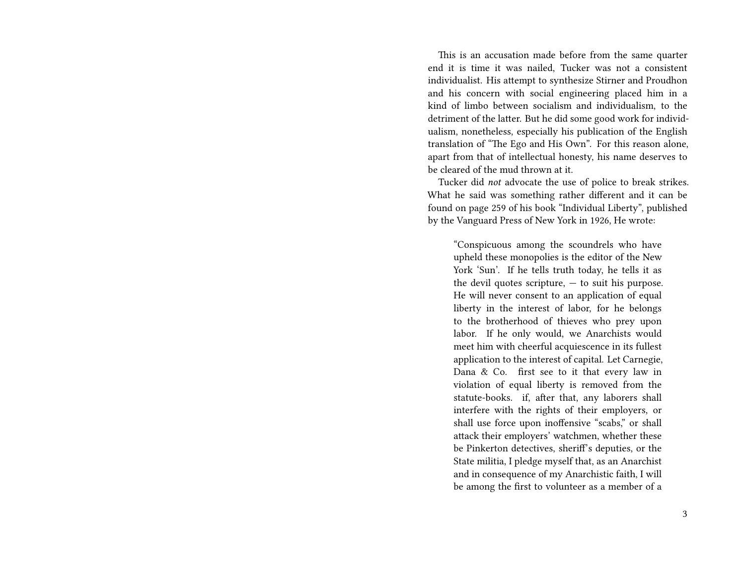This is an accusation made before from the same quarter end it is time it was nailed, Tucker was not a consistent individualist. His attempt to synthesize Stirner and Proudhon and his concern with social engineering placed him in a kind of limbo between socialism and individualism, to the detriment of the latter. But he did some good work for individualism, nonetheless, especially his publication of the English translation of "The Ego and His Own". For this reason alone, apart from that of intellectual honesty, his name deserves to be cleared of the mud thrown at it.

Tucker did *not* advocate the use of police to break strikes. What he said was something rather different and it can be found on page 259 of his book "Individual Liberty", published by the Vanguard Press of New York in 1926, He wrote:

> "Conspicuous among the scoundrels who have upheld these monopolies is the editor of the New York 'Sun'. If he tells truth today, he tells it as the devil quotes scripture, — to suit his purpose. He will never consent to an application of equal liberty in the interest of labor, for he belongs to the brotherhood of thieves who prey upon labor. If he only would, we Anarchists would meet him with cheerful acquiescence in its fullest application to the interest of capital. Let Carnegie, Dana & Co. first see to it that every law in violation of equal liberty is removed from the statute-books. if, after that, any laborers shall interfere with the rights of their employers, or shall use force upon inoffensive "scabs," or shall attack their employers' watchmen, whether these be Pinkerton detectives, sheriff's deputies, or the State militia, I pledge myself that, as an Anarchist and in consequence of my Anarchistic faith, I will be among the first to volunteer as a member of a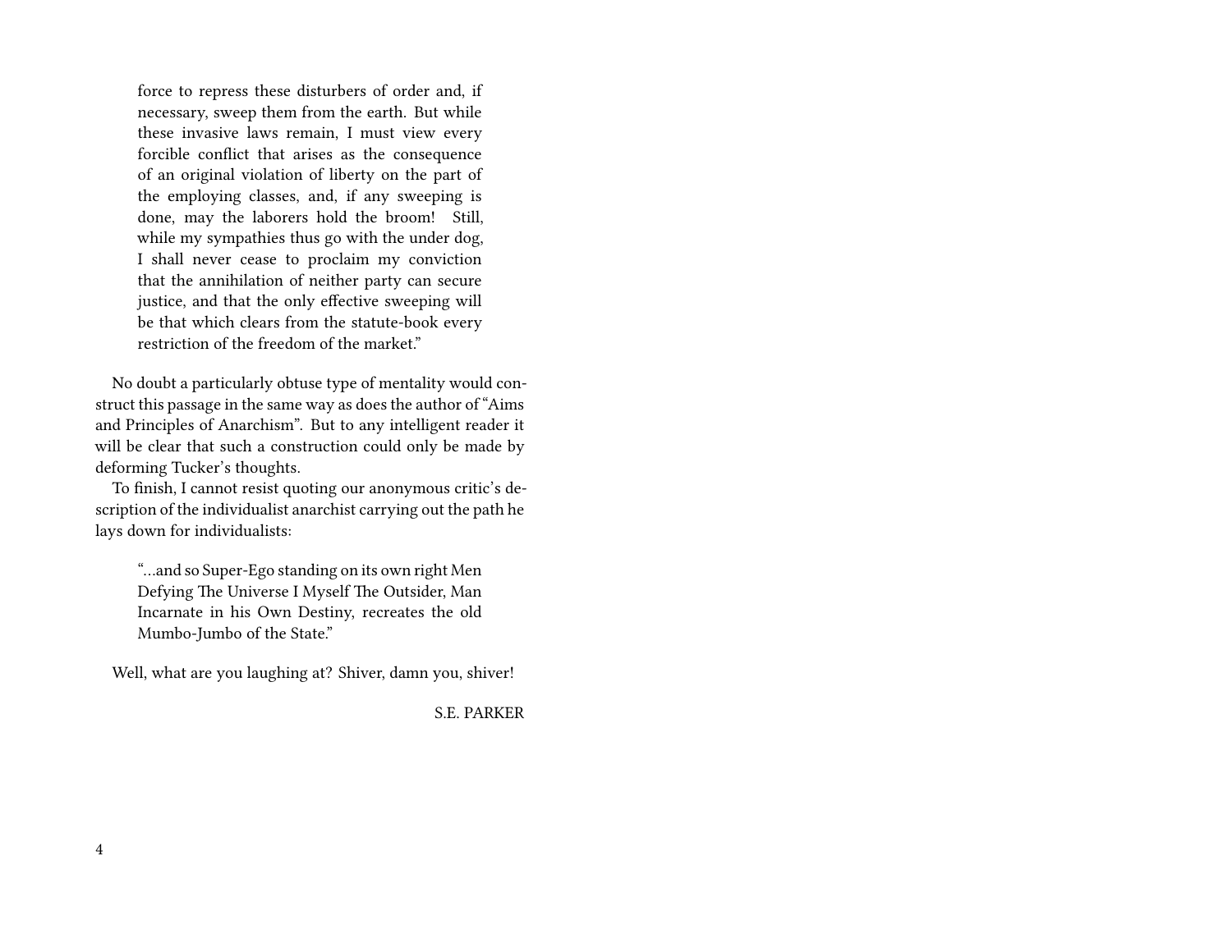> force to repress these disturbers of order and, if necessary, sweep them from the earth. But while these invasive laws remain, I must view every forcible conflict that arises as the consequence of an original violation of liberty on the part of the employing classes, and, if any sweeping is done, may the laborers hold the broom! Still, while my sympathies thus go with the under dog, I shall never cease to proclaim my conviction that the annihilation of neither party can secure justice, and that the only effective sweeping will be that which clears from the statute-book every restriction of the freedom of the market."

No doubt a particularly obtuse type of mentality would construct this passage in the same way as does the author of "Aims and Principles of Anarchism". But to any intelligent reader it will be clear that such a construction could only be made by deforming Tucker's thoughts.

To finish, I cannot resist quoting our anonymous critic's description of the individualist anarchist carrying out the path he lays down for individualists:

> "…and so Super-Ego standing on its own right Men Defying The Universe I Myself The Outsider, Man Incarnate in his Own Destiny, recreates the old Mumbo-Jumbo of the State."

Well, what are you laughing at? Shiver, damn you, shiver!

S.E. PARKER